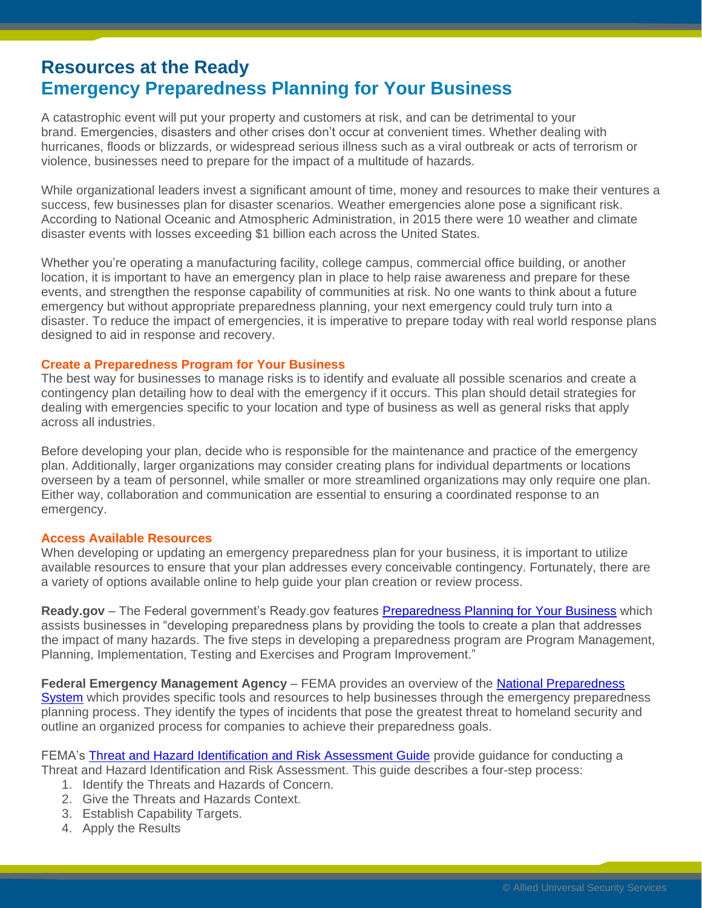# Resources at the Ready

## Emergency Preparedness Planning for Your Business

A catastrophic event will put your property and customers at risk, and can be detrimental to your brand. Emergencies, disasters and other crises don't occur at convenient times. Whether dealing with hurricanes, floods or blizzards, or widespread serious illness such as a viral outbreak or acts of terrorism or violence, businesses need to prepare for the impact of a multitude of hazards.

While organizational leaders invest a significant amount of time, money and resources to make their ventures a success, few businesses plan for disaster scenarios. Weather emergencies alone pose a significant risk. According to National Oceanic and Atmospheric Administration, in 2015 there were 10 weather and climate disaster events with losses exceeding $1 billion each across the United States.

Whether you're operating a manufacturing facility, college campus, commercial office building, or another location, it is important to have an emergency plan in place to help raise awareness and prepare for these events, and strengthen the response capability of communities at risk. No one wants to think about a future emergency but without appropriate preparedness planning, your next emergency could truly turn into a disaster. To reduce the impact of emergencies, it is imperative to prepare today with real world response plans designed to aid in response and recovery.

### Create a Preparedness Program for Your Business

The best way for businesses to manage risks is to identify and evaluate all possible scenarios and create a contingency plan detailing how to deal with the emergency if it occurs. This plan should detail strategies for dealing with emergencies specific to your location and type of business as well as general risks that apply across all industries.

Before developing your plan, decide who is responsible for the maintenance and practice of the emergency plan. Additionally, larger organizations may consider creating plans for individual departments or locations overseen by a team of personnel, while smaller or more streamlined organizations may only require one plan. Either way, collaboration and communication are essential to ensuring a coordinated response to an emergency.

### Access Available Resources

When developing or updating an emergency preparedness plan for your business, it is important to utilize available resources to ensure that your plan addresses every conceivable contingency. Fortunately, there are a variety of options available online to help guide your plan creation or review process.

**Ready.gov** – The Federal government's Ready.gov features Preparedness Planning for Your Business which assists businesses in "developing preparedness plans by providing the tools to create a plan that addresses the impact of many hazards. The five steps in developing a preparedness program are Program Management, Planning, Implementation, Testing and Exercises and Program Improvement."

**Federal Emergency Management Agency** – FEMA provides an overview of the National Preparedness System which provides specific tools and resources to help businesses through the emergency preparedness planning process. They identify the types of incidents that pose the greatest threat to homeland security and outline an organized process for companies to achieve their preparedness goals.

FEMA's Threat and Hazard Identification and Risk Assessment Guide provide guidance for conducting a Threat and Hazard Identification and Risk Assessment. This guide describes a four-step process:

1. Identify the Threats and Hazards of Concern.
2. Give the Threats and Hazards Context.
3. Establish Capability Targets.
4. Apply the Results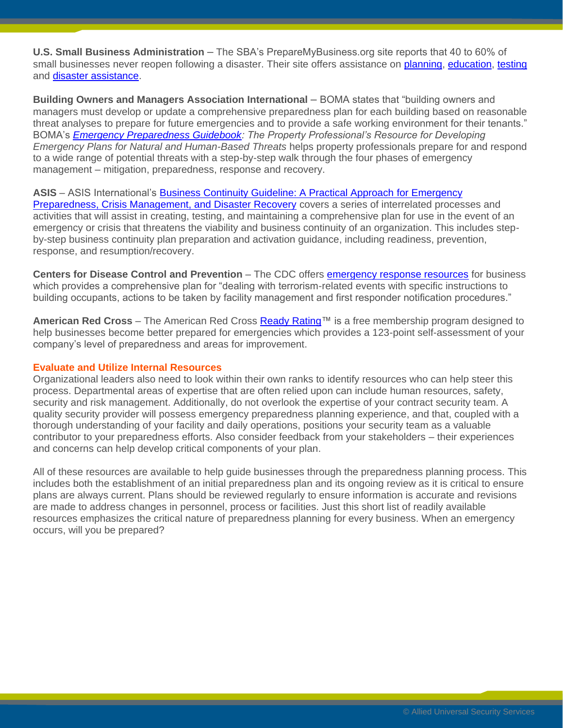**U.S. Small Business Administration** – The SBA's PrepareMyBusiness.org site reports that 40 to 60% of small businesses never reopen following a disaster. Their site offers assistance on planning, education, testing and disaster assistance.

**Building Owners and Managers Association International** – BOMA states that "building owners and managers must develop or update a comprehensive preparedness plan for each building based on reasonable threat analyses to prepare for future emergencies and to provide a safe working environment for their tenants." BOMA's *Emergency Preparedness Guidebook: The Property Professional's Resource for Developing Emergency Plans for Natural and Human-Based Threats* helps property professionals prepare for and respond to a wide range of potential threats with a step-by-step walk through the four phases of emergency management – mitigation, preparedness, response and recovery.

**ASIS** – ASIS International's Business Continuity Guideline: A Practical Approach for Emergency Preparedness, Crisis Management, and Disaster Recovery covers a series of interrelated processes and activities that will assist in creating, testing, and maintaining a comprehensive plan for use in the event of an emergency or crisis that threatens the viability and business continuity of an organization. This includes step-by-step business continuity plan preparation and activation guidance, including readiness, prevention, response, and resumption/recovery.

**Centers for Disease Control and Prevention** – The CDC offers emergency response resources for business which provides a comprehensive plan for "dealing with terrorism-related events with specific instructions to building occupants, actions to be taken by facility management and first responder notification procedures."

**American Red Cross** – The American Red Cross Ready Rating™ is a free membership program designed to help businesses become better prepared for emergencies which provides a 123-point self-assessment of your company's level of preparedness and areas for improvement.

### Evaluate and Utilize Internal Resources

Organizational leaders also need to look within their own ranks to identify resources who can help steer this process. Departmental areas of expertise that are often relied upon can include human resources, safety, security and risk management. Additionally, do not overlook the expertise of your contract security team. A quality security provider will possess emergency preparedness planning experience, and that, coupled with a thorough understanding of your facility and daily operations, positions your security team as a valuable contributor to your preparedness efforts. Also consider feedback from your stakeholders – their experiences and concerns can help develop critical components of your plan.

All of these resources are available to help guide businesses through the preparedness planning process. This includes both the establishment of an initial preparedness plan and its ongoing review as it is critical to ensure plans are always current. Plans should be reviewed regularly to ensure information is accurate and revisions are made to address changes in personnel, process or facilities. Just this short list of readily available resources emphasizes the critical nature of preparedness planning for every business. When an emergency occurs, will you be prepared?